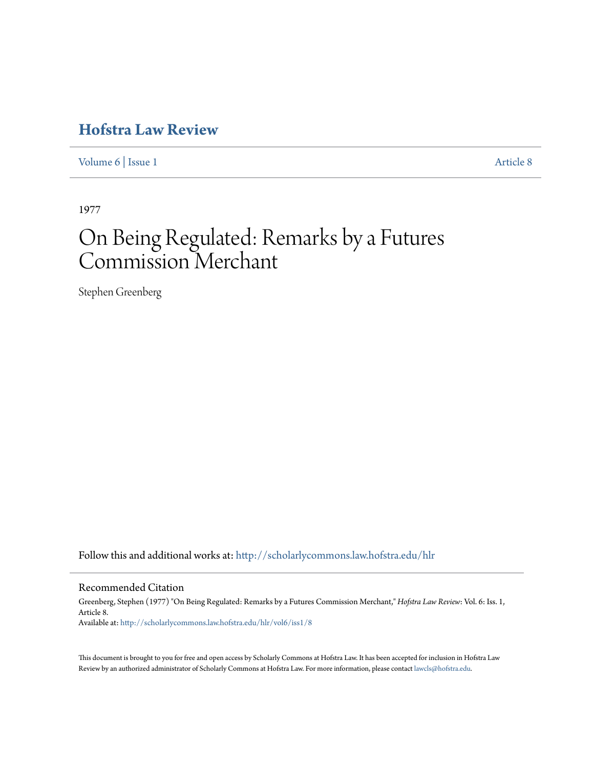# Hofstra Law Review

Volume 6 | Issue 1 Article 8

1977

# On Being Regulated: Remarks by a Futures Commission Merchant

Stephen Greenberg

Follow this and additional works at: http://scholarlycommons.law.hofstra.edu/hlr

## Recommended Citation

Greenberg, Stephen (1977) "On Being Regulated: Remarks by a Futures Commission Merchant," *Hofstra Law Review*: Vol. 6: Iss. 1, Article 8.
Available at: http://scholarlycommons.law.hofstra.edu/hlr/vol6/iss1/8

This document is brought to you for free and open access by Scholarly Commons at Hofstra Law. It has been accepted for inclusion in Hofstra Law Review by an authorized administrator of Scholarly Commons at Hofstra Law. For more information, please contact lawcls@hofstra.edu.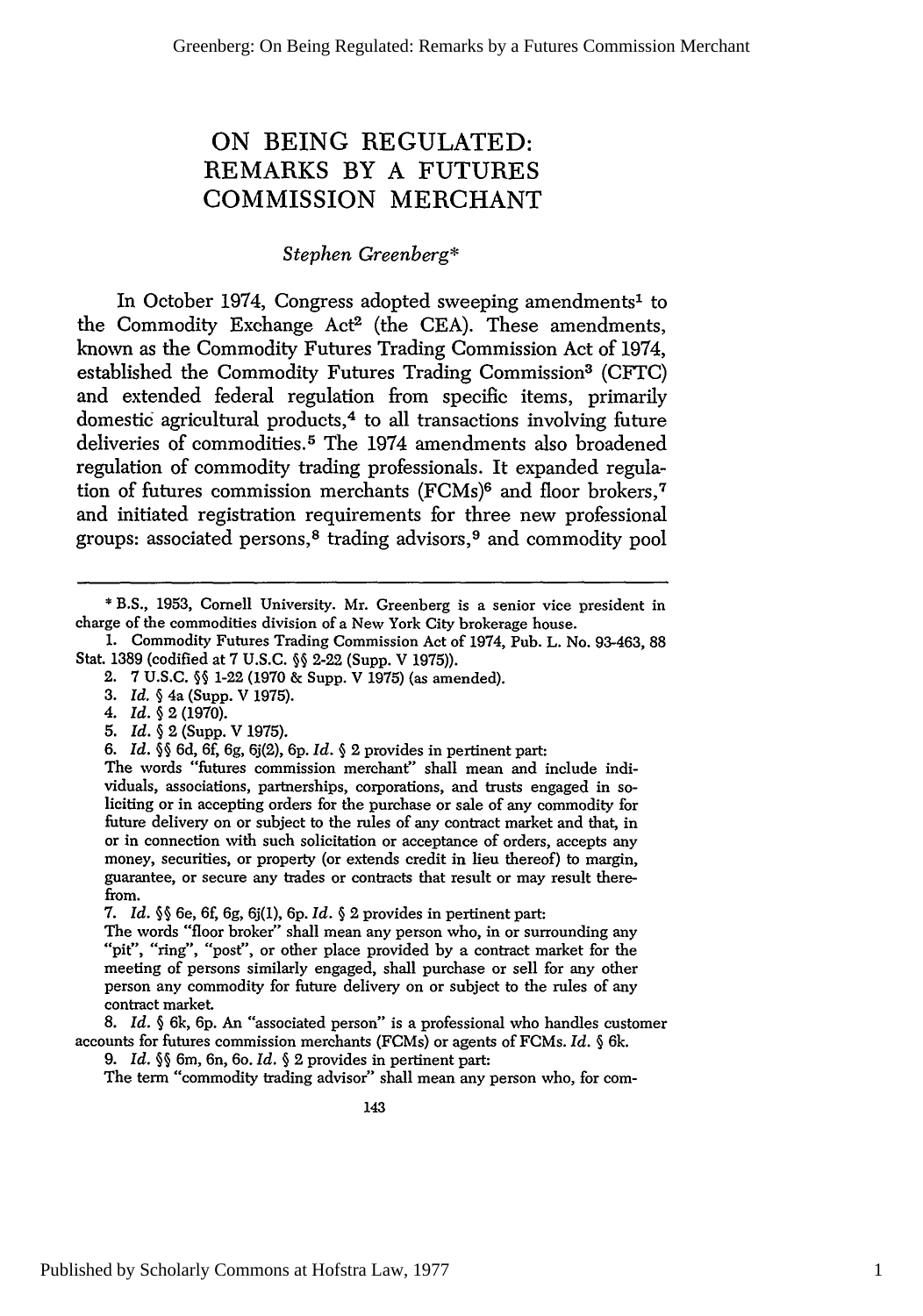# ON BEING REGULATED: REMARKS BY A FUTURES COMMISSION MERCHANT

*Stephen Greenberg**

In October 1974, Congress adopted sweeping amendments[1] to the Commodity Exchange Act[2] (the CEA). These amendments, known as the Commodity Futures Trading Commission Act of 1974, established the Commodity Futures Trading Commission[3] (CFTC) and extended federal regulation from specific items, primarily domestic agricultural products,[4] to all transactions involving future deliveries of commodities.[5] The 1974 amendments also broadened regulation of commodity trading professionals. It expanded regulation of futures commission merchants (FCMs)[6] and floor brokers,[7] and initiated registration requirements for three new professional groups: associated persons,[8] trading advisors,[9] and commodity pool

---

\* B.S., 1953, Cornell University. Mr. Greenberg is a senior vice president in charge of the commodities division of a New York City brokerage house.

1. Commodity Futures Trading Commission Act of 1974, Pub. L. No. 93-463, 88 Stat. 1389 (codified at 7 U.S.C. §§ 2-22 (Supp. V 1975)).

2. 7 U.S.C. §§ 1-22 (1970 & Supp. V 1975) (as amended).

3. *Id.* § 4a (Supp. V 1975).

4. *Id.* § 2 (1970).

5. *Id.* § 2 (Supp. V 1975).

6. *Id.* §§ 6d, 6f, 6g, 6j(2), 6p. *Id.* § 2 provides in pertinent part:

The words "futures commission merchant" shall mean and include individuals, associations, partnerships, corporations, and trusts engaged in soliciting or in accepting orders for the purchase or sale of any commodity for future delivery on or subject to the rules of any contract market and that, in or in connection with such solicitation or acceptance of orders, accepts any money, securities, or property (or extends credit in lieu thereof) to margin, guarantee, or secure any trades or contracts that result or may result therefrom.

7. *Id.* §§ 6e, 6f, 6g, 6j(1), 6p. *Id.* § 2 provides in pertinent part:

The words "floor broker" shall mean any person who, in or surrounding any "pit", "ring", "post", or other place provided by a contract market for the meeting of persons similarly engaged, shall purchase or sell for any other person any commodity for future delivery on or subject to the rules of any contract market.

8. *Id.* § 6k, 6p. An "associated person" is a professional who handles customer accounts for futures commission merchants (FCMs) or agents of FCMs. *Id.* § 6k.

9. *Id.* §§ 6m, 6n, 6o. *Id.* § 2 provides in pertinent part:

The term "commodity trading advisor" shall mean any person who, for com-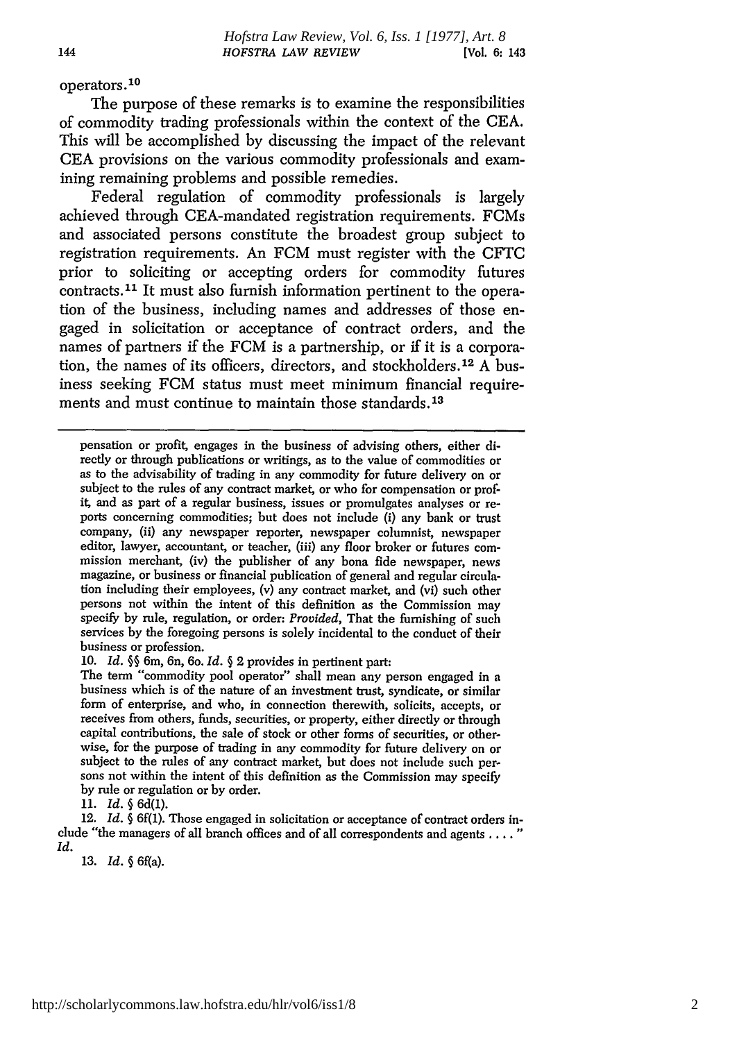operators.[10]

The purpose of these remarks is to examine the responsibilities of commodity trading professionals within the context of the CEA. This will be accomplished by discussing the impact of the relevant CEA provisions on the various commodity professionals and examining remaining problems and possible remedies.

Federal regulation of commodity professionals is largely achieved through CEA-mandated registration requirements. FCMs and associated persons constitute the broadest group subject to registration requirements. An FCM must register with the CFTC prior to soliciting or accepting orders for commodity futures contracts.[11] It must also furnish information pertinent to the operation of the business, including names and addresses of those engaged in solicitation or acceptance of contract orders, and the names of partners if the FCM is a partnership, or if it is a corporation, the names of its officers, directors, and stockholders.[12] A business seeking FCM status must meet minimum financial requirements and must continue to maintain those standards.[13]

---

pensation or profit, engages in the business of advising others, either directly or through publications or writings, as to the value of commodities or as to the advisability of trading in any commodity for future delivery on or subject to the rules of any contract market, or who for compensation or profit, and as part of a regular business, issues or promulgates analyses or reports concerning commodities; but does not include (i) any bank or trust company, (ii) any newspaper reporter, newspaper columnist, newspaper editor, lawyer, accountant, or teacher, (iii) any floor broker or futures commission merchant, (iv) the publisher of any bona fide newspaper, news magazine, or business or financial publication of general and regular circulation including their employees, (v) any contract market, and (vi) such other persons not within the intent of this definition as the Commission may specify by rule, regulation, or order: *Provided*, That the furnishing of such services by the foregoing persons is solely incidental to the conduct of their business or profession.

10. *Id.* §§ 6m, 6n, 6o. *Id.* § 2 provides in pertinent part:

The term "commodity pool operator" shall mean any person engaged in a business which is of the nature of an investment trust, syndicate, or similar form of enterprise, and who, in connection therewith, solicits, accepts, or receives from others, funds, securities, or property, either directly or through capital contributions, the sale of stock or other forms of securities, or otherwise, for the purpose of trading in any commodity for future delivery on or subject to the rules of any contract market, but does not include such persons not within the intent of this definition as the Commission may specify by rule or regulation or by order.

11. *Id.* § 6d(1).

12. *Id.* § 6f(1). Those engaged in solicitation or acceptance of contract orders include "the managers of all branch offices and of all correspondents and agents . . . ." *Id.*

13. *Id.* § 6f(a).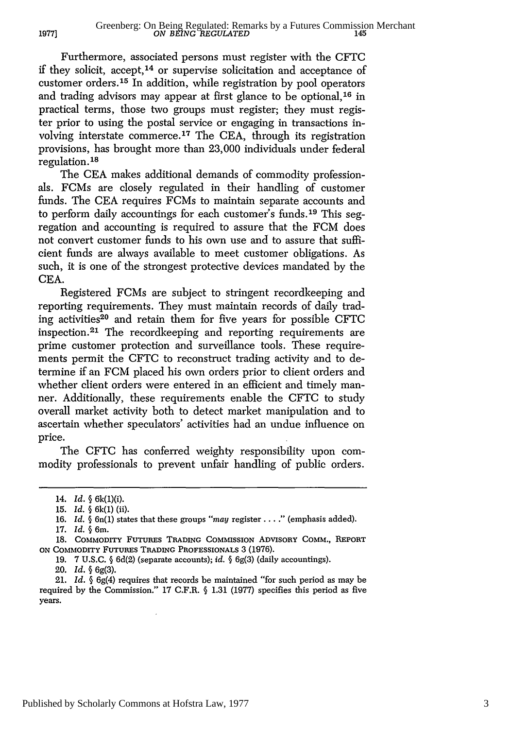Furthermore, associated persons must register with the CFTC if they solicit, accept,[14] or supervise solicitation and acceptance of customer orders.[15] In addition, while registration by pool operators and trading advisors may appear at first glance to be optional,[16] in practical terms, those two groups must register; they must register prior to using the postal service or engaging in transactions involving interstate commerce.[17] The CEA, through its registration provisions, has brought more than 23,000 individuals under federal regulation.[18]

The CEA makes additional demands of commodity professionals. FCMs are closely regulated in their handling of customer funds. The CEA requires FCMs to maintain separate accounts and to perform daily accountings for each customer's funds.[19] This segregation and accounting is required to assure that the FCM does not convert customer funds to his own use and to assure that sufficient funds are always available to meet customer obligations. As such, it is one of the strongest protective devices mandated by the CEA.

Registered FCMs are subject to stringent recordkeeping and reporting requirements. They must maintain records of daily trading activities[20] and retain them for five years for possible CFTC inspection.[21] The recordkeeping and reporting requirements are prime customer protection and surveillance tools. These requirements permit the CFTC to reconstruct trading activity and to determine if an FCM placed his own orders prior to client orders and whether client orders were entered in an efficient and timely manner. Additionally, these requirements enable the CFTC to study overall market activity both to detect market manipulation and to ascertain whether speculators' activities had an undue influence on price.

The CFTC has conferred weighty responsibility upon commodity professionals to prevent unfair handling of public orders.

---

14. *Id.* § 6k(1)(i).

15. *Id.* § 6k(1) (ii).

16. *Id.* § 6n(1) states that these groups "*may* register . . . ." (emphasis added).

17. *Id.* § 6m.

18. COMMODITY FUTURES TRADING COMMISSION ADVISORY COMM., REPORT ON COMMODITY FUTURES TRADING PROFESSIONALS 3 (1976).

19. 7 U.S.C. § 6d(2) (separate accounts); *id.* § 6g(3) (daily accountings).

20. *Id.* § 6g(3).

21. *Id.* § 6g(4) requires that records be maintained "for such period as may be required by the Commission." 17 C.F.R. § 1.31 (1977) specifies this period as five years.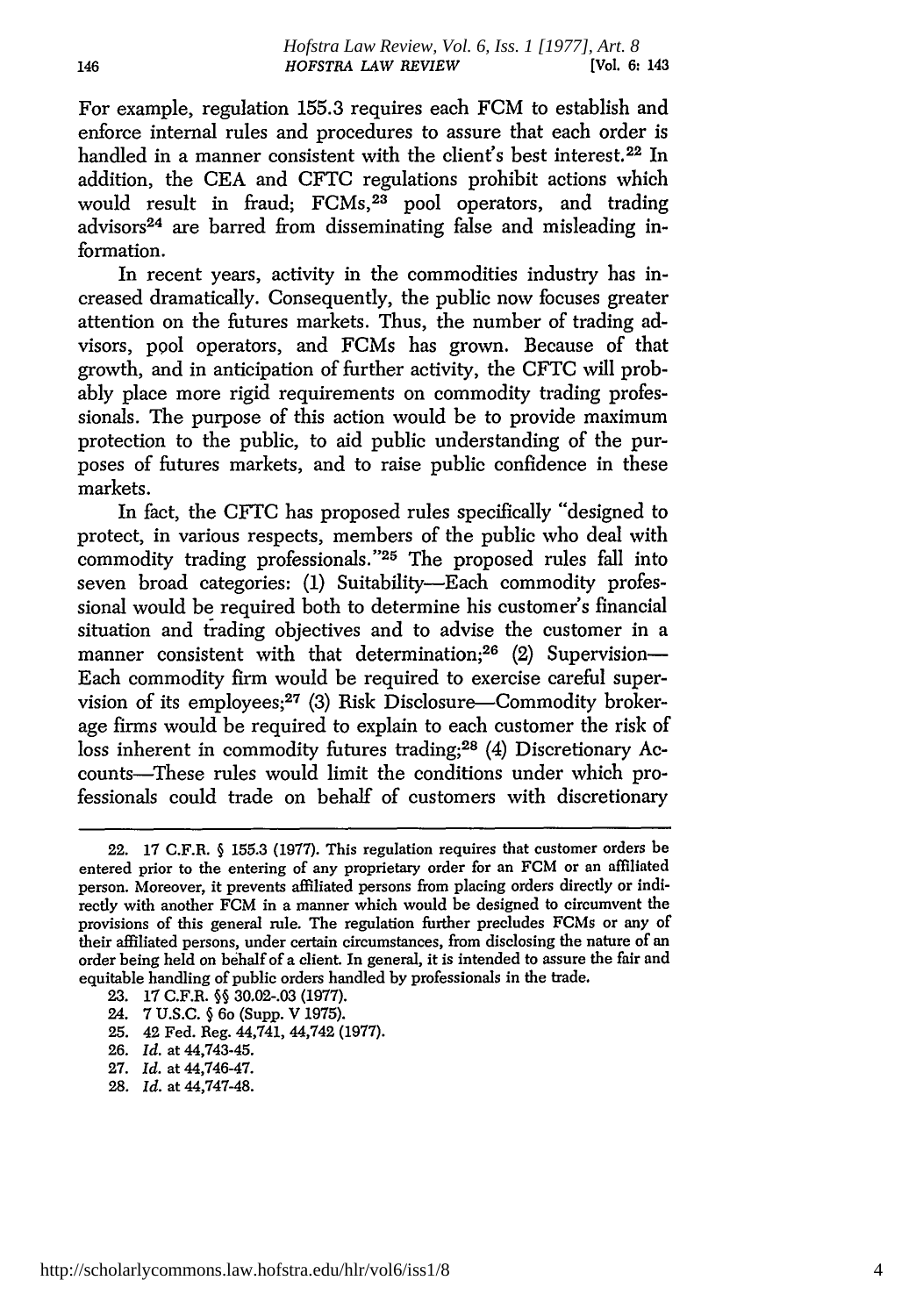For example, regulation 155.3 requires each FCM to establish and enforce internal rules and procedures to assure that each order is handled in a manner consistent with the client's best interest.[22] In addition, the CEA and CFTC regulations prohibit actions which would result in fraud; FCMs,[23] pool operators, and trading advisors[24] are barred from disseminating false and misleading information.

In recent years, activity in the commodities industry has increased dramatically. Consequently, the public now focuses greater attention on the futures markets. Thus, the number of trading advisors, pool operators, and FCMs has grown. Because of that growth, and in anticipation of further activity, the CFTC will probably place more rigid requirements on commodity trading professionals. The purpose of this action would be to provide maximum protection to the public, to aid public understanding of the purposes of futures markets, and to raise public confidence in these markets.

In fact, the CFTC has proposed rules specifically "designed to protect, in various respects, members of the public who deal with commodity trading professionals."[25] The proposed rules fall into seven broad categories: (1) Suitability—Each commodity professional would be required both to determine his customer's financial situation and trading objectives and to advise the customer in a manner consistent with that determination;[26] (2) Supervision—Each commodity firm would be required to exercise careful supervision of its employees;[27] (3) Risk Disclosure—Commodity brokerage firms would be required to explain to each customer the risk of loss inherent in commodity futures trading;[28] (4) Discretionary Accounts—These rules would limit the conditions under which professionals could trade on behalf of customers with discretionary

---

22. 17 C.F.R. § 155.3 (1977). This regulation requires that customer orders be entered prior to the entering of any proprietary order for an FCM or an affiliated person. Moreover, it prevents affiliated persons from placing orders directly or indirectly with another FCM in a manner which would be designed to circumvent the provisions of this general rule. The regulation further precludes FCMs or any of their affiliated persons, under certain circumstances, from disclosing the nature of an order being held on behalf of a client. In general, it is intended to assure the fair and equitable handling of public orders handled by professionals in the trade.

23. 17 C.F.R. §§ 30.02-.03 (1977).

24. 7 U.S.C. § 6o (Supp. V 1975).

25. 42 Fed. Reg. 44,741, 44,742 (1977).

26. *Id.* at 44,743-45.

27. *Id.* at 44,746-47.

28. *Id.* at 44,747-48.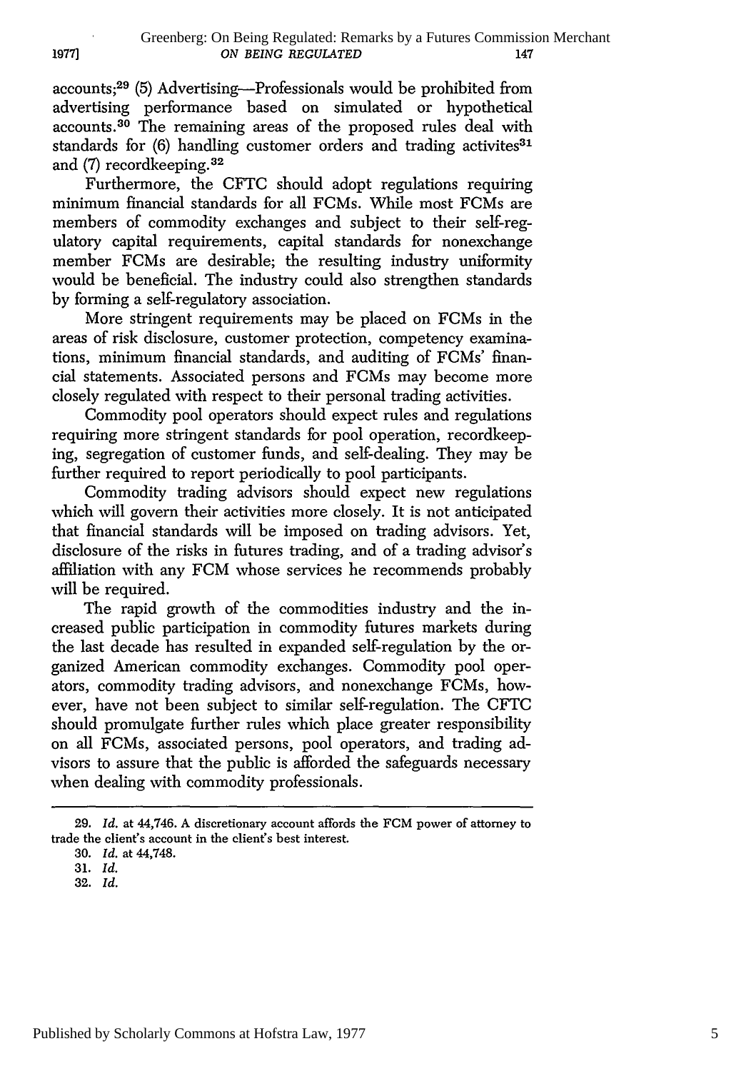accounts;[29] (5) Advertising—Professionals would be prohibited from advertising performance based on simulated or hypothetical accounts.[30] The remaining areas of the proposed rules deal with standards for (6) handling customer orders and trading activites[31] and (7) recordkeeping.[32]

Furthermore, the CFTC should adopt regulations requiring minimum financial standards for all FCMs. While most FCMs are members of commodity exchanges and subject to their self-regulatory capital requirements, capital standards for nonexchange member FCMs are desirable; the resulting industry uniformity would be beneficial. The industry could also strengthen standards by forming a self-regulatory association.

More stringent requirements may be placed on FCMs in the areas of risk disclosure, customer protection, competency examinations, minimum financial standards, and auditing of FCMs' financial statements. Associated persons and FCMs may become more closely regulated with respect to their personal trading activities.

Commodity pool operators should expect rules and regulations requiring more stringent standards for pool operation, recordkeeping, segregation of customer funds, and self-dealing. They may be further required to report periodically to pool participants.

Commodity trading advisors should expect new regulations which will govern their activities more closely. It is not anticipated that financial standards will be imposed on trading advisors. Yet, disclosure of the risks in futures trading, and of a trading advisor's affiliation with any FCM whose services he recommends probably will be required.

The rapid growth of the commodities industry and the increased public participation in commodity futures markets during the last decade has resulted in expanded self-regulation by the organized American commodity exchanges. Commodity pool operators, commodity trading advisors, and nonexchange FCMs, however, have not been subject to similar self-regulation. The CFTC should promulgate further rules which place greater responsibility on all FCMs, associated persons, pool operators, and trading advisors to assure that the public is afforded the safeguards necessary when dealing with commodity professionals.

---

29. *Id.* at 44,746. A discretionary account affords the FCM power of attorney to trade the client's account in the client's best interest.

30. *Id.* at 44,748.

31. *Id.*

32. *Id.*